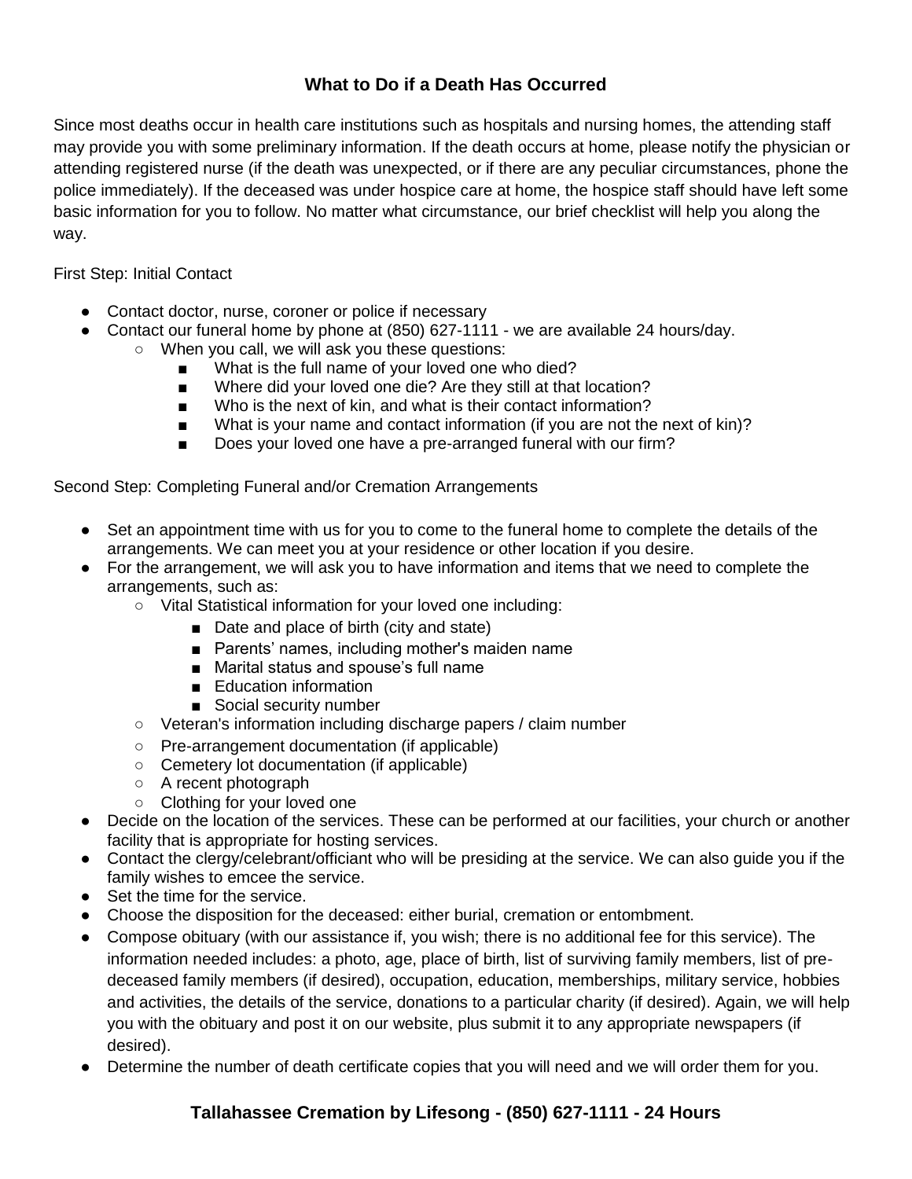# What to Do if a Death Has Occurred

Since most deaths occur in health care institutions such as hospitals and nursing homes, the attending staff may provide you with some preliminary information. If the death occurs at home, please notify the physician or attending registered nurse (if the death was unexpected, or if there are any peculiar circumstances, phone the police immediately). If the deceased was under hospice care at home, the hospice staff should have left some basic information for you to follow. No matter what circumstance, our brief checklist will help you along the way.

First Step: Initial Contact

- Contact doctor, nurse, coroner or police if necessary
- Contact our funeral home by phone at (850) 627-1111 - we are available 24 hours/day.
  - When you call, we will ask you these questions:
    - What is the full name of your loved one who died?
    - Where did your loved one die? Are they still at that location?
    - Who is the next of kin, and what is their contact information?
    - What is your name and contact information (if you are not the next of kin)?
    - Does your loved one have a pre-arranged funeral with our firm?

Second Step: Completing Funeral and/or Cremation Arrangements

- Set an appointment time with us for you to come to the funeral home to complete the details of the arrangements. We can meet you at your residence or other location if you desire.
- For the arrangement, we will ask you to have information and items that we need to complete the arrangements, such as:
  - Vital Statistical information for your loved one including:
    - Date and place of birth (city and state)
    - Parents' names, including mother's maiden name
    - Marital status and spouse's full name
    - Education information
    - Social security number
  - Veteran's information including discharge papers / claim number
  - Pre-arrangement documentation (if applicable)
  - Cemetery lot documentation (if applicable)
  - A recent photograph
  - Clothing for your loved one
- Decide on the location of the services. These can be performed at our facilities, your church or another facility that is appropriate for hosting services.
- Contact the clergy/celebrant/officiant who will be presiding at the service. We can also guide you if the family wishes to emcee the service.
- Set the time for the service.
- Choose the disposition for the deceased: either burial, cremation or entombment.
- Compose obituary (with our assistance if, you wish; there is no additional fee for this service). The information needed includes: a photo, age, place of birth, list of surviving family members, list of pre-deceased family members (if desired), occupation, education, memberships, military service, hobbies and activities, the details of the service, donations to a particular charity (if desired). Again, we will help you with the obituary and post it on our website, plus submit it to any appropriate newspapers (if desired).
- Determine the number of death certificate copies that you will need and we will order them for you.

**Tallahassee Cremation by Lifesong - (850) 627-1111 - 24 Hours**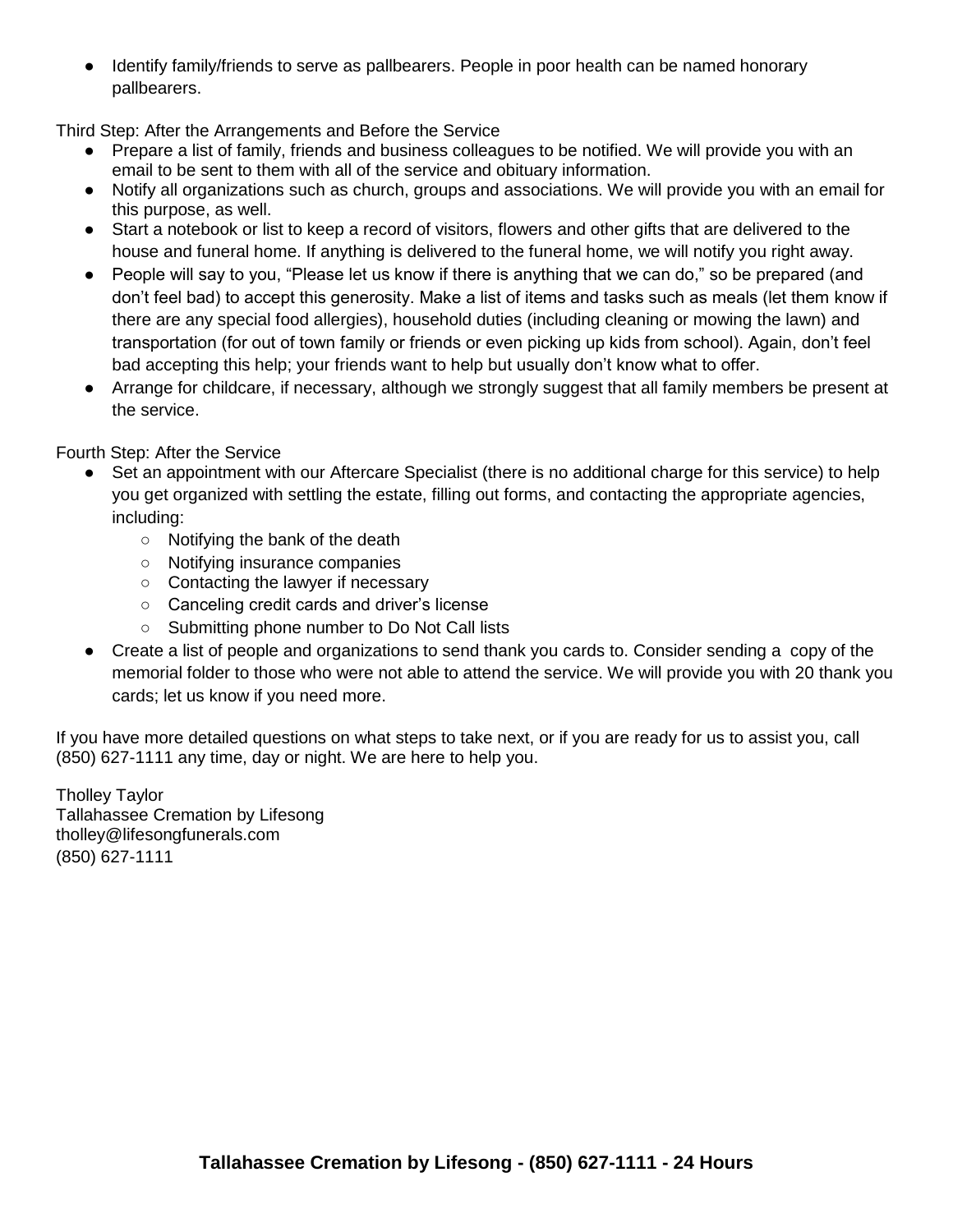- Identify family/friends to serve as pallbearers. People in poor health can be named honorary pallbearers.

Third Step: After the Arrangements and Before the Service

- Prepare a list of family, friends and business colleagues to be notified. We will provide you with an email to be sent to them with all of the service and obituary information.
- Notify all organizations such as church, groups and associations. We will provide you with an email for this purpose, as well.
- Start a notebook or list to keep a record of visitors, flowers and other gifts that are delivered to the house and funeral home. If anything is delivered to the funeral home, we will notify you right away.
- People will say to you, "Please let us know if there is anything that we can do," so be prepared (and don't feel bad) to accept this generosity. Make a list of items and tasks such as meals (let them know if there are any special food allergies), household duties (including cleaning or mowing the lawn) and transportation (for out of town family or friends or even picking up kids from school). Again, don't feel bad accepting this help; your friends want to help but usually don't know what to offer.
- Arrange for childcare, if necessary, although we strongly suggest that all family members be present at the service.

Fourth Step: After the Service

- Set an appointment with our Aftercare Specialist (there is no additional charge for this service) to help you get organized with settling the estate, filling out forms, and contacting the appropriate agencies, including:
  - Notifying the bank of the death
  - Notifying insurance companies
  - Contacting the lawyer if necessary
  - Canceling credit cards and driver's license
  - Submitting phone number to Do Not Call lists
- Create a list of people and organizations to send thank you cards to. Consider sending a copy of the memorial folder to those who were not able to attend the service. We will provide you with 20 thank you cards; let us know if you need more.

If you have more detailed questions on what steps to take next, or if you are ready for us to assist you, call (850) 627-1111 any time, day or night. We are here to help you.

Tholley Taylor
Tallahassee Cremation by Lifesong
tholley@lifesongfunerals.com
(850) 627-1111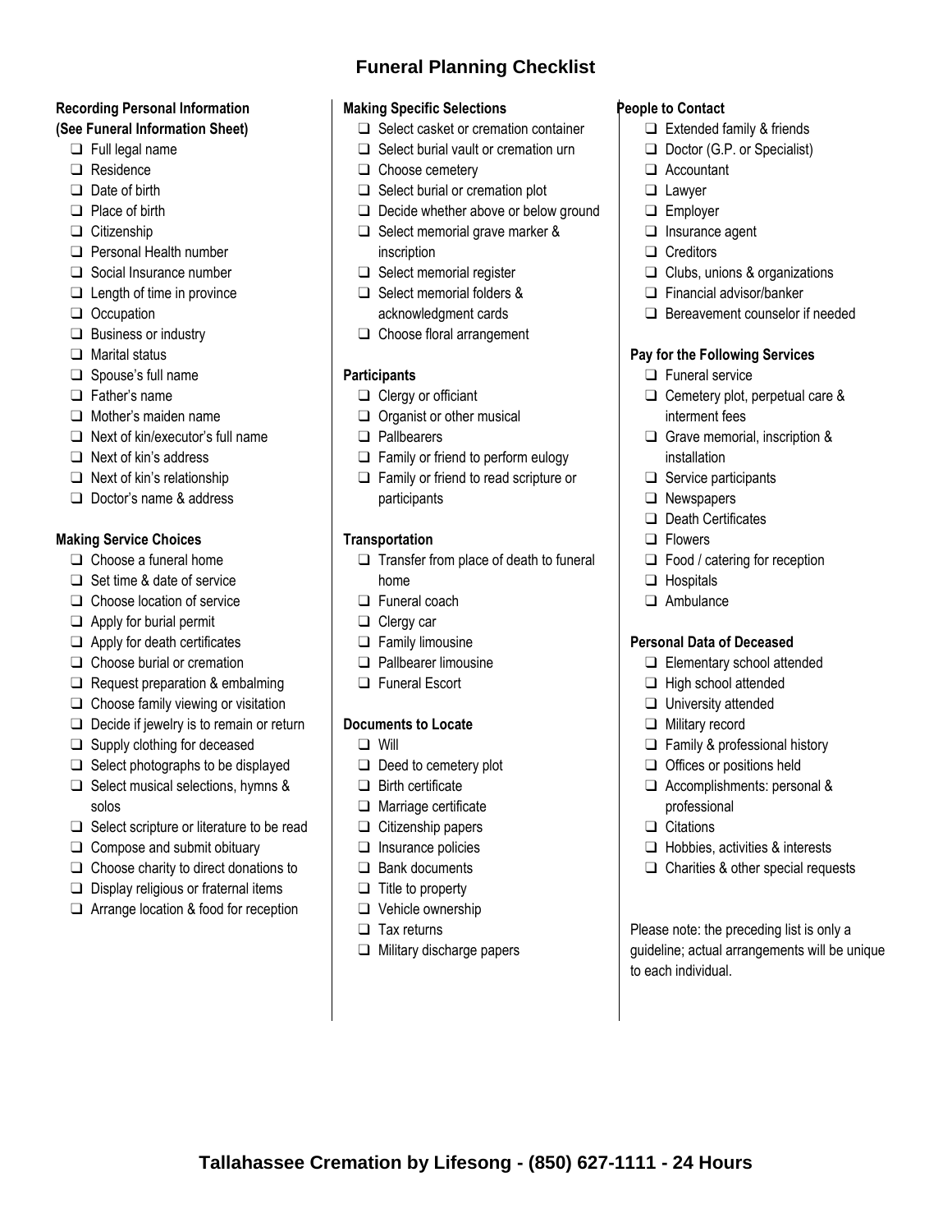# Funeral Planning Checklist

**Recording Personal Information (See Funeral Information Sheet)**

- ❑ Full legal name
- ❑ Residence
- ❑ Date of birth
- ❑ Place of birth
- ❑ Citizenship
- ❑ Personal Health number
- ❑ Social Insurance number
- ❑ Length of time in province
- ❑ Occupation
- ❑ Business or industry
- ❑ Marital status
- ❑ Spouse's full name
- ❑ Father's name
- ❑ Mother's maiden name
- ❑ Next of kin/executor's full name
- ❑ Next of kin's address
- ❑ Next of kin's relationship
- ❑ Doctor's name & address

**Making Service Choices**

- ❑ Choose a funeral home
- ❑ Set time & date of service
- ❑ Choose location of service
- ❑ Apply for burial permit
- ❑ Apply for death certificates
- ❑ Choose burial or cremation
- ❑ Request preparation & embalming
- ❑ Choose family viewing or visitation
- ❑ Decide if jewelry is to remain or return
- ❑ Supply clothing for deceased
- ❑ Select photographs to be displayed
- ❑ Select musical selections, hymns & solos
- ❑ Select scripture or literature to be read
- ❑ Compose and submit obituary
- ❑ Choose charity to direct donations to
- ❑ Display religious or fraternal items
- ❑ Arrange location & food for reception

**Making Specific Selections**

- ❑ Select casket or cremation container
- ❑ Select burial vault or cremation urn
- ❑ Choose cemetery
- ❑ Select burial or cremation plot
- ❑ Decide whether above or below ground
- ❑ Select memorial grave marker & inscription
- ❑ Select memorial register
- ❑ Select memorial folders & acknowledgment cards
- ❑ Choose floral arrangement

**Participants**

- ❑ Clergy or officiant
- ❑ Organist or other musical
- ❑ Pallbearers
- ❑ Family or friend to perform eulogy
- ❑ Family or friend to read scripture or participants

**Transportation**

- ❑ Transfer from place of death to funeral home
- ❑ Funeral coach
- ❑ Clergy car
- ❑ Family limousine
- ❑ Pallbearer limousine
- ❑ Funeral Escort

**Documents to Locate**

- ❑ Will
- ❑ Deed to cemetery plot
- ❑ Birth certificate
- ❑ Marriage certificate
- ❑ Citizenship papers
- ❑ Insurance policies
- ❑ Bank documents
- ❑ Title to property
- ❑ Vehicle ownership
- ❑ Tax returns
- ❑ Military discharge papers

**People to Contact**

- ❑ Extended family & friends
- ❑ Doctor (G.P. or Specialist)
- ❑ Accountant
- ❑ Lawyer
- ❑ Employer
- ❑ Insurance agent
- ❑ Creditors
- ❑ Clubs, unions & organizations
- ❑ Financial advisor/banker
- ❑ Bereavement counselor if needed

**Pay for the Following Services**

- ❑ Funeral service
- ❑ Cemetery plot, perpetual care & interment fees
- ❑ Grave memorial, inscription & installation
- ❑ Service participants
- ❑ Newspapers
- ❑ Death Certificates
- ❑ Flowers
- ❑ Food / catering for reception
- ❑ Hospitals
- ❑ Ambulance

**Personal Data of Deceased**

- ❑ Elementary school attended
- ❑ High school attended
- ❑ University attended
- ❑ Military record
- ❑ Family & professional history
- ❑ Offices or positions held
- ❑ Accomplishments: personal & professional
- ❑ Citations
- ❑ Hobbies, activities & interests
- ❑ Charities & other special requests

Please note: the preceding list is only a guideline; actual arrangements will be unique to each individual.

**Tallahassee Cremation by Lifesong - (850) 627-1111 - 24 Hours**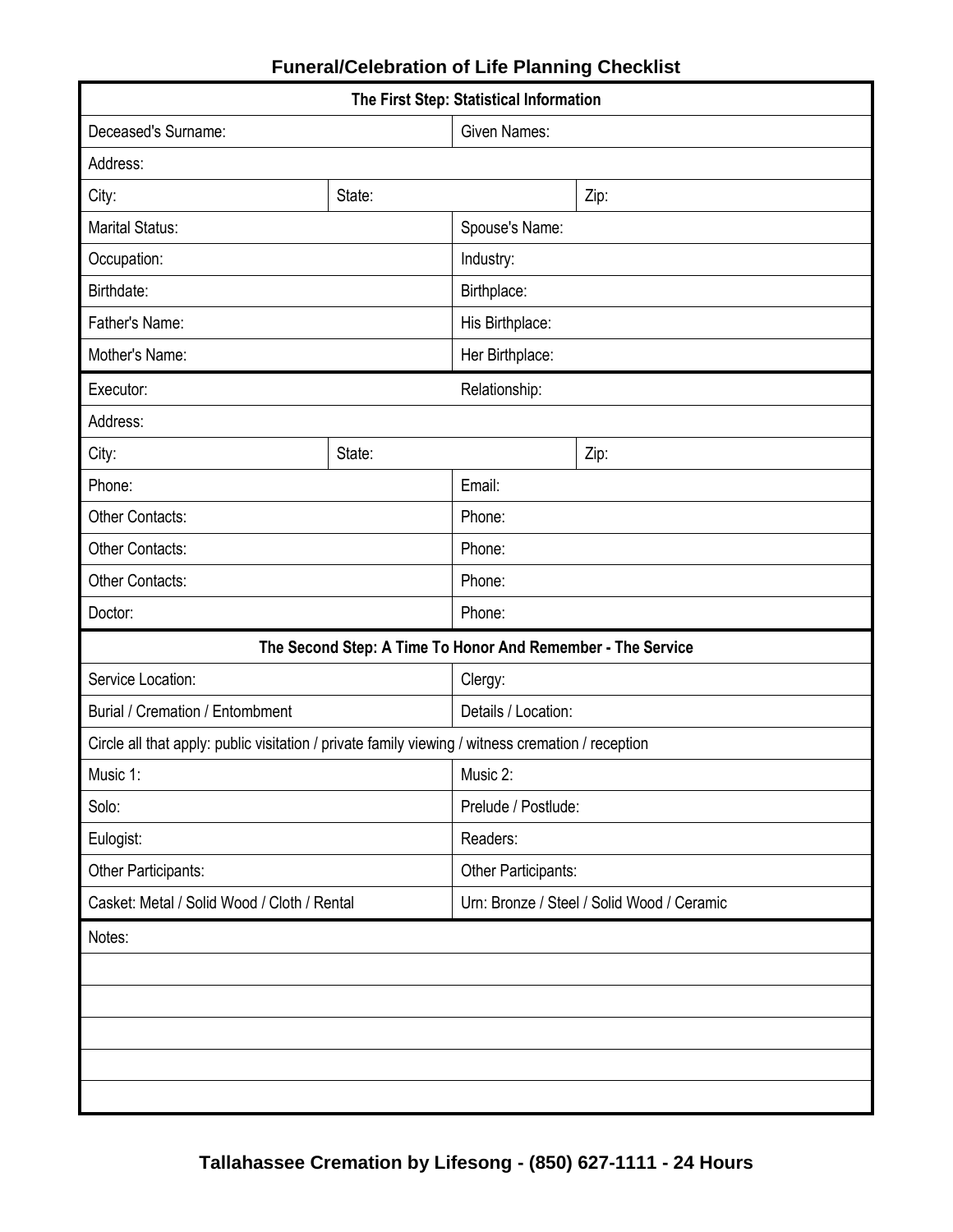## Funeral/Celebration of Life Planning Checklist

| The First Step: Statistical Information | | |
|---|---|---|
| Deceased's Surname: | Given Names: | |
| Address: | | |
| City: | State: | Zip: |
| Marital Status: | Spouse's Name: | |
| Occupation: | Industry: | |
| Birthdate: | Birthplace: | |
| Father's Name: | His Birthplace: | |
| Mother's Name: | Her Birthplace: | |
| Executor: | Relationship: | |
| Address: | | |
| City: | State: | Zip: |
| Phone: | Email: | |
| Other Contacts: | Phone: | |
| Other Contacts: | Phone: | |
| Other Contacts: | Phone: | |
| Doctor: | Phone: | |

| The Second Step: A Time To Honor And Remember - The Service | |
|---|---|
| Service Location: | Clergy: |
| Burial / Cremation / Entombment | Details / Location: |
| Circle all that apply: public visitation / private family viewing / witness cremation / reception | |
| Music 1: | Music 2: |
| Solo: | Prelude / Postlude: |
| Eulogist: | Readers: |
| Other Participants: | Other Participants: |
| Casket: Metal / Solid Wood / Cloth / Rental | Urn: Bronze / Steel / Solid Wood / Ceramic |

Notes:

**Tallahassee Cremation by Lifesong - (850) 627-1111 - 24 Hours**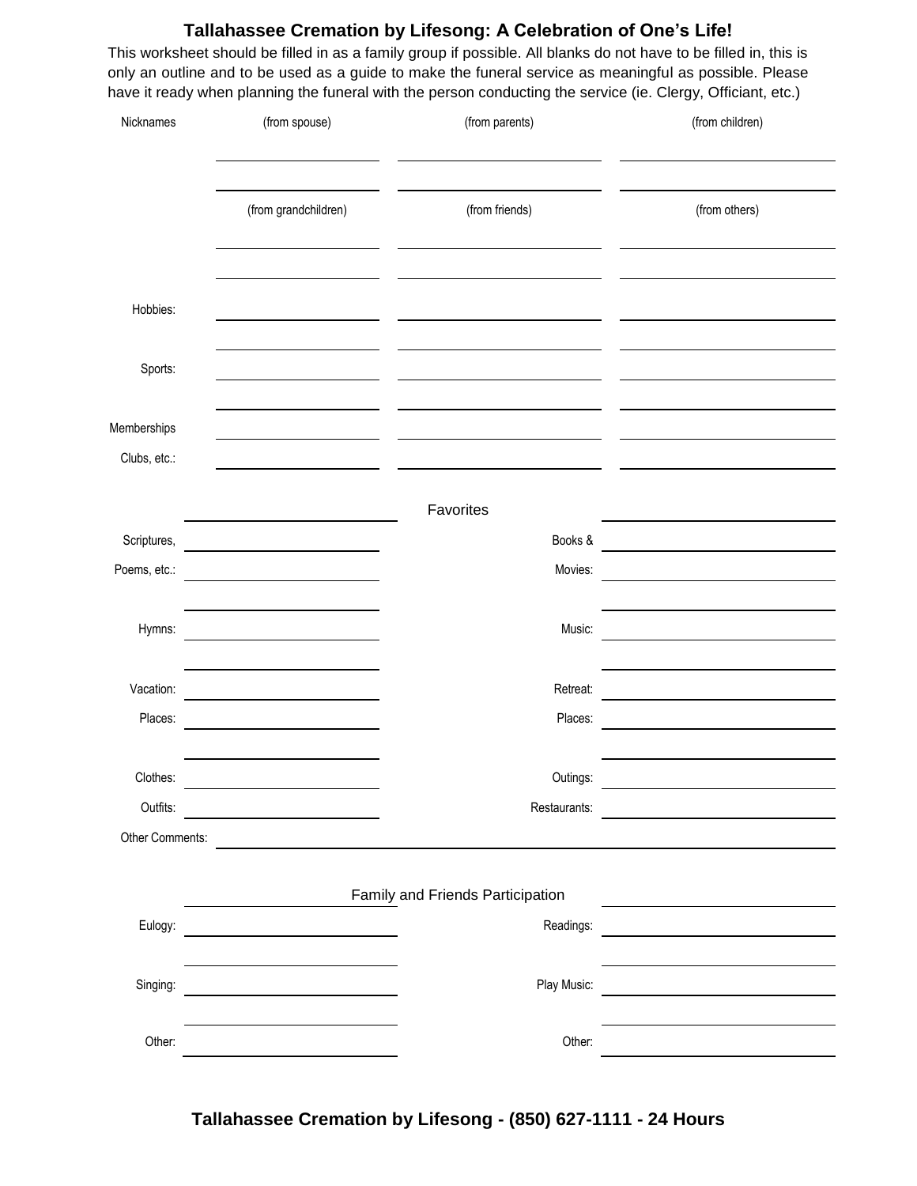# Tallahassee Cremation by Lifesong: A Celebration of One's Life!

This worksheet should be filled in as a family group if possible. All blanks do not have to be filled in, this is only an outline and to be used as a guide to make the funeral service as meaningful as possible. Please have it ready when planning the funeral with the person conducting the service (ie. Clergy, Officiant, etc.)

Nicknames

(from spouse) ______________________

(from parents) ______________________

(from children) ______________________

(from grandchildren) ______________________

(from friends) ______________________

(from others) ______________________

Hobbies: ______________________

Sports: ______________________

Memberships Clubs, etc.: ______________________

## Favorites

Scriptures, Poems, etc.: ______________________

Books & Movies: ______________________

Hymns: ______________________

Music: ______________________

Vacation: Places: ______________________

Retreat: Places: ______________________

Clothes: Outfits: ______________________

Outings: Restaurants: ______________________

Other Comments: ______________________

## Family and Friends Participation

Eulogy: ______________________

Readings: ______________________

Singing: ______________________

Play Music: ______________________

Other: ______________________

Other: ______________________

**Tallahassee Cremation by Lifesong - (850) 627-1111 - 24 Hours**